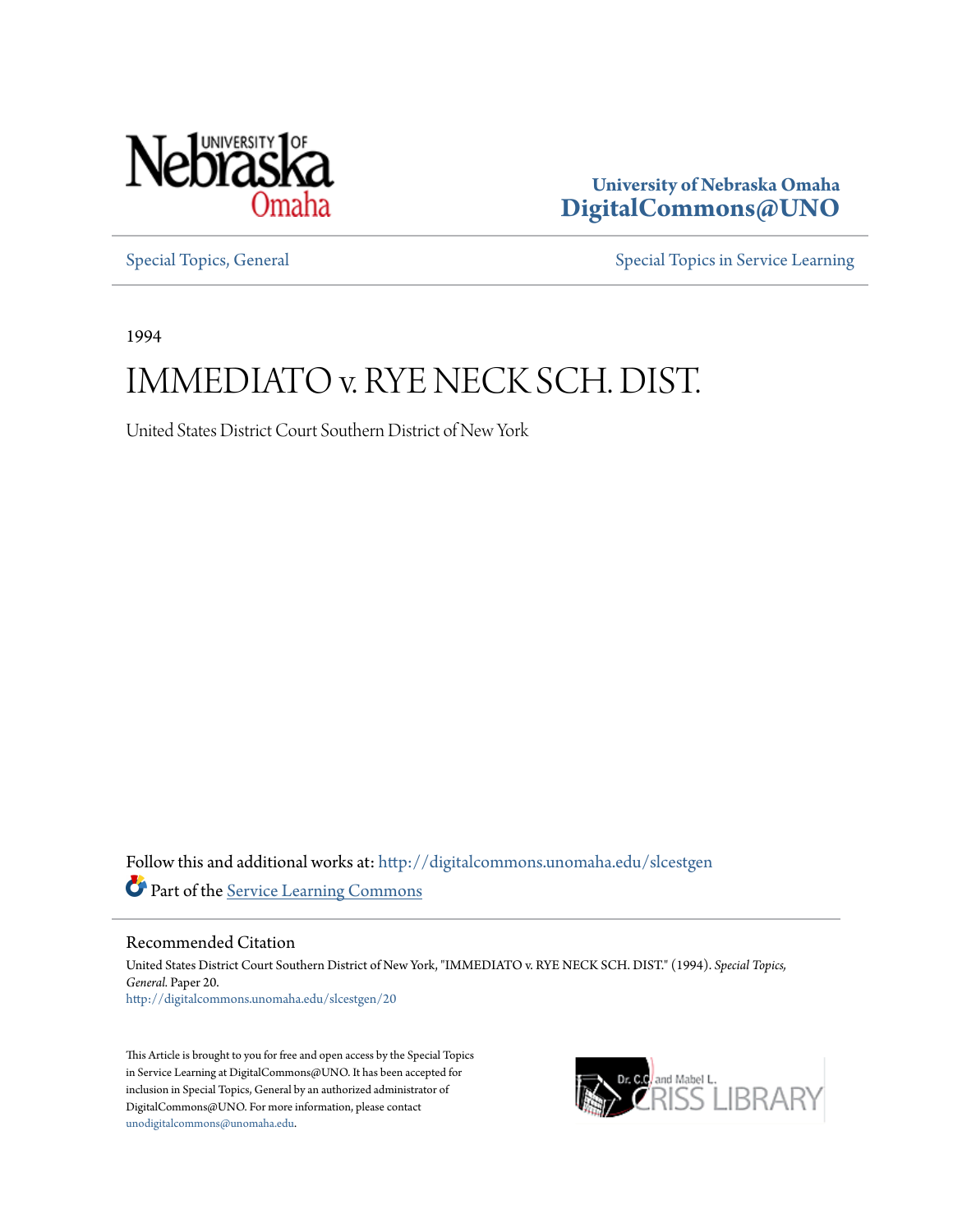University of Nebraska Omaha
**DigitalCommons@UNO**

Special Topics, General | Special Topics in Service Learning

1994

# IMMEDIATO v. RYE NECK SCH. DIST.

United States District Court Southern District of New York

Follow this and additional works at: http://digitalcommons.unomaha.edu/slcestgen

Part of the Service Learning Commons

## Recommended Citation

United States District Court Southern District of New York, "IMMEDIATO v. RYE NECK SCH. DIST." (1994). *Special Topics, General.* Paper 20.
http://digitalcommons.unomaha.edu/slcestgen/20

This Article is brought to you for free and open access by the Special Topics in Service Learning at DigitalCommons@UNO. It has been accepted for inclusion in Special Topics, General by an authorized administrator of DigitalCommons@UNO. For more information, please contact unodigitalcommons@unomaha.edu.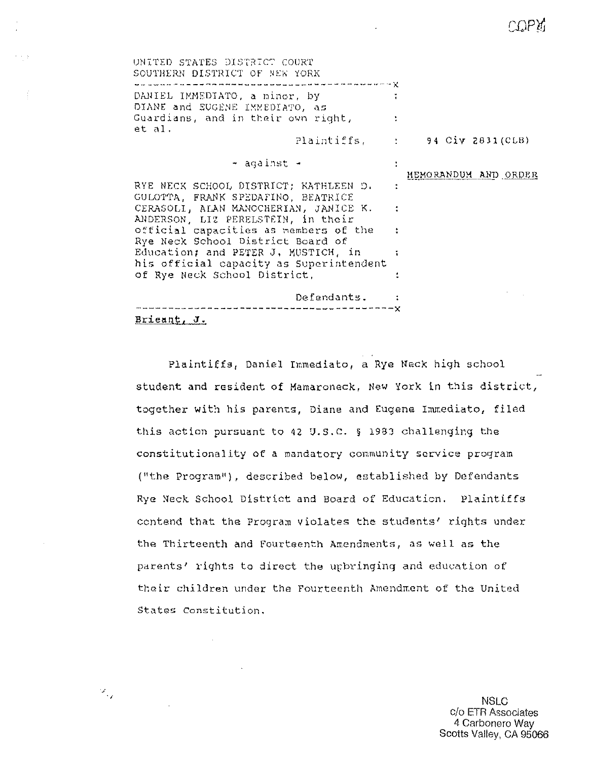COPY

UNITED STATES DISTRICT COURT
SOUTHERN DISTRICT OF NEW YORK

---

DANIEL IMMEDIATO, a minor, by DIANE and EUGENE IMMEDIATO, as Guardians, and in their own right, et al.

Plaintiffs,

94 Civ 2831(CLB)

- against -

**MEMORANDUM AND ORDER**

RYE NECK SCHOOL DISTRICT; KATHLEEN D. GULOTTA, FRANK SPEDAFINO, BEATRICE CERASOLI, ALAN MANOCHERIAN, JANICE K. ANDERSON, LIZ PERELSTEIN, in their official capacities as members of the Rye Neck School District Board of Education; and PETER J. MUSTICH, in his official capacity as Superintendent of Rye Neck School District,

Defendants.

---

Brieant, J.

Plaintiffs, Daniel Immediato, a Rye Neck high school student and resident of Mamaroneck, New York in this district, together with his parents, Diane and Eugene Immediato, filed this action pursuant to 42 U.S.C. § 1983 challenging the constitutionality of a mandatory community service program ("the Program"), described below, established by Defendants Rye Neck School District and Board of Education. Plaintiffs contend that the Program violates the students' rights under the Thirteenth and Fourteenth Amendments, as well as the parents' rights to direct the upbringing and education of their children under the Fourteenth Amendment of the United States Constitution.

NSLC
c/o ETR Associates
4 Carbonero Way
Scotts Valley, CA 95066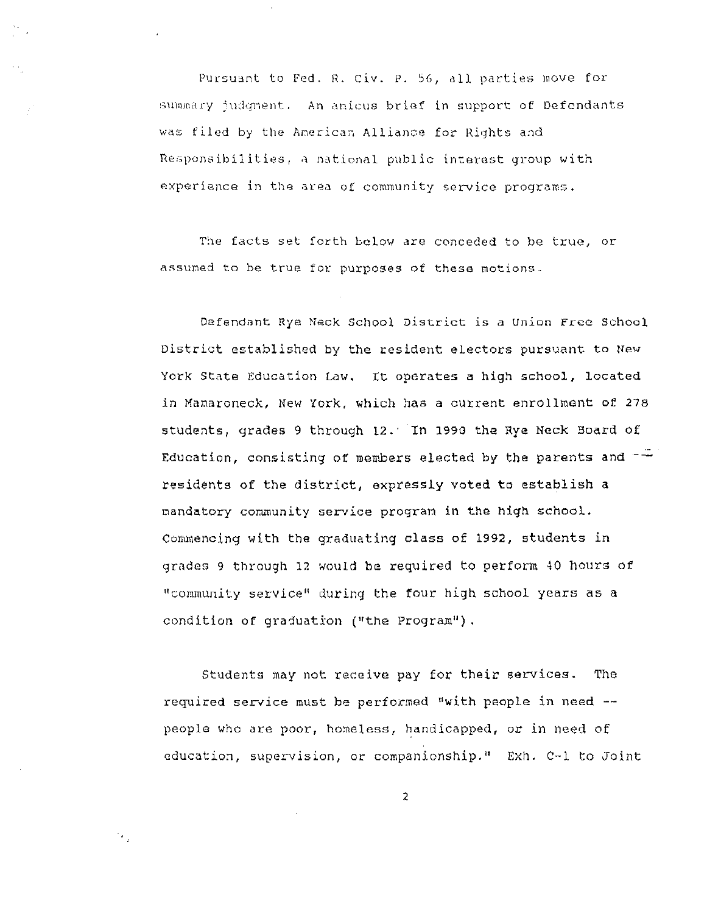Pursuant to Fed. R. Civ. P. 56, all parties move for summary judgment. An amicus brief in support of Defendants was filed by the American Alliance for Rights and Responsibilities, a national public interest group with experience in the area of community service programs.

The facts set forth below are conceded to be true, or assumed to be true for purposes of these motions.

Defendant Rye Neck School District is a Union Free School District established by the resident electors pursuant to New York State Education Law. It operates a high school, located in Mamaroneck, New York, which has a current enrollment of 278 students, grades 9 through 12. In 1990 the Rye Neck Board of Education, consisting of members elected by the parents and residents of the district, expressly voted to establish a mandatory community service program in the high school. Commencing with the graduating class of 1992, students in grades 9 through 12 would be required to perform 40 hours of "community service" during the four high school years as a condition of graduation ("the Program").

Students may not receive pay for their services. The required service must be performed "with people in need -- people who are poor, homeless, handicapped, or in need of education, supervision, or companionship." Exh. C-1 to Joint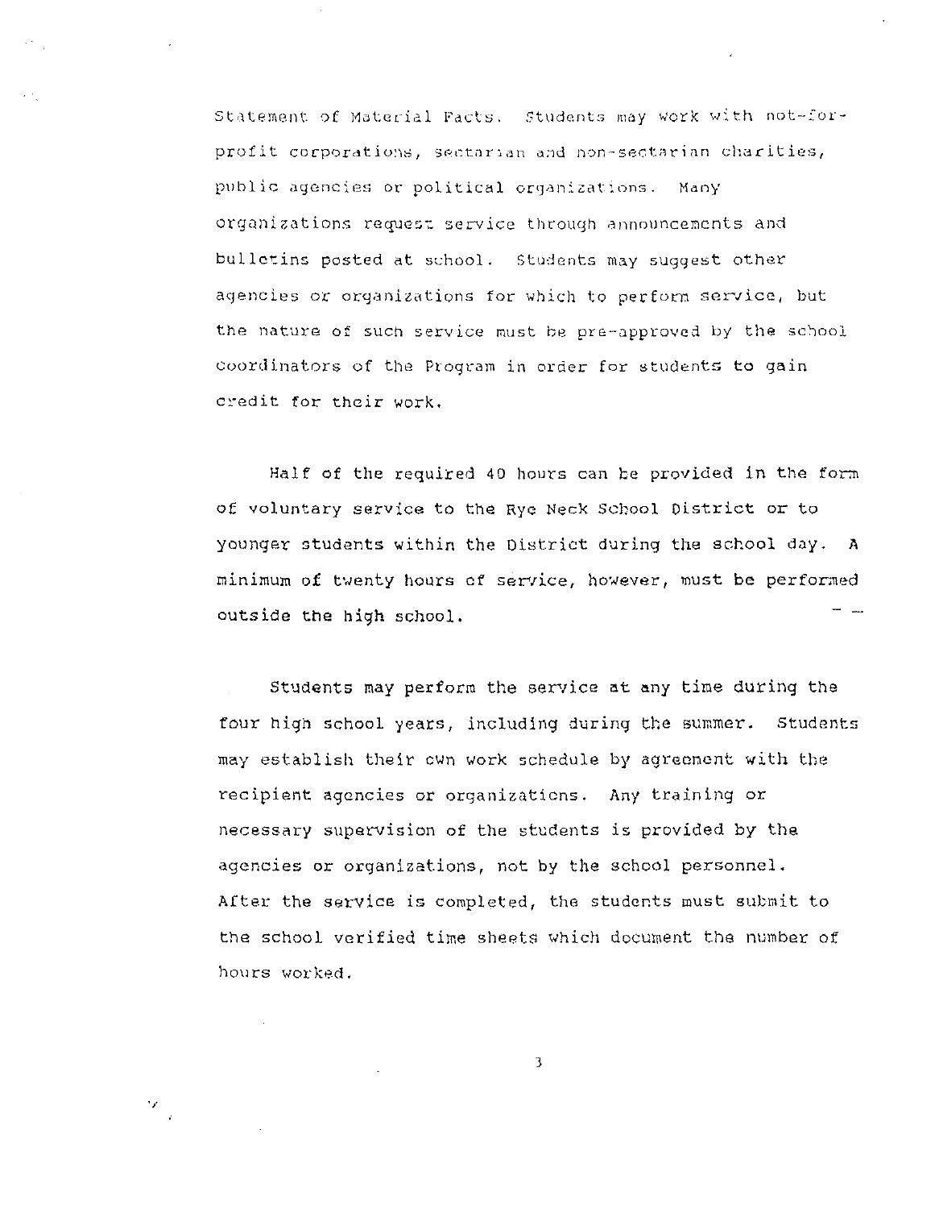Statement of Material Facts. Students may work with not-for-profit corporations, sectarian and non-sectarian charities, public agencies or political organizations. Many organizations request service through announcements and bulletins posted at school. Students may suggest other agencies or organizations for which to perform service, but the nature of such service must be pre-approved by the school coordinators of the Program in order for students to gain credit for their work.

Half of the required 40 hours can be provided in the form of voluntary service to the Rye Neck School District or to younger students within the District during the school day. A minimum of twenty hours of service, however, must be performed outside the high school.

Students may perform the service at any time during the four high school years, including during the summer. Students may establish their own work schedule by agreement with the recipient agencies or organizations. Any training or necessary supervision of the students is provided by the agencies or organizations, not by the school personnel. After the service is completed, the students must submit to the school verified time sheets which document the number of hours worked.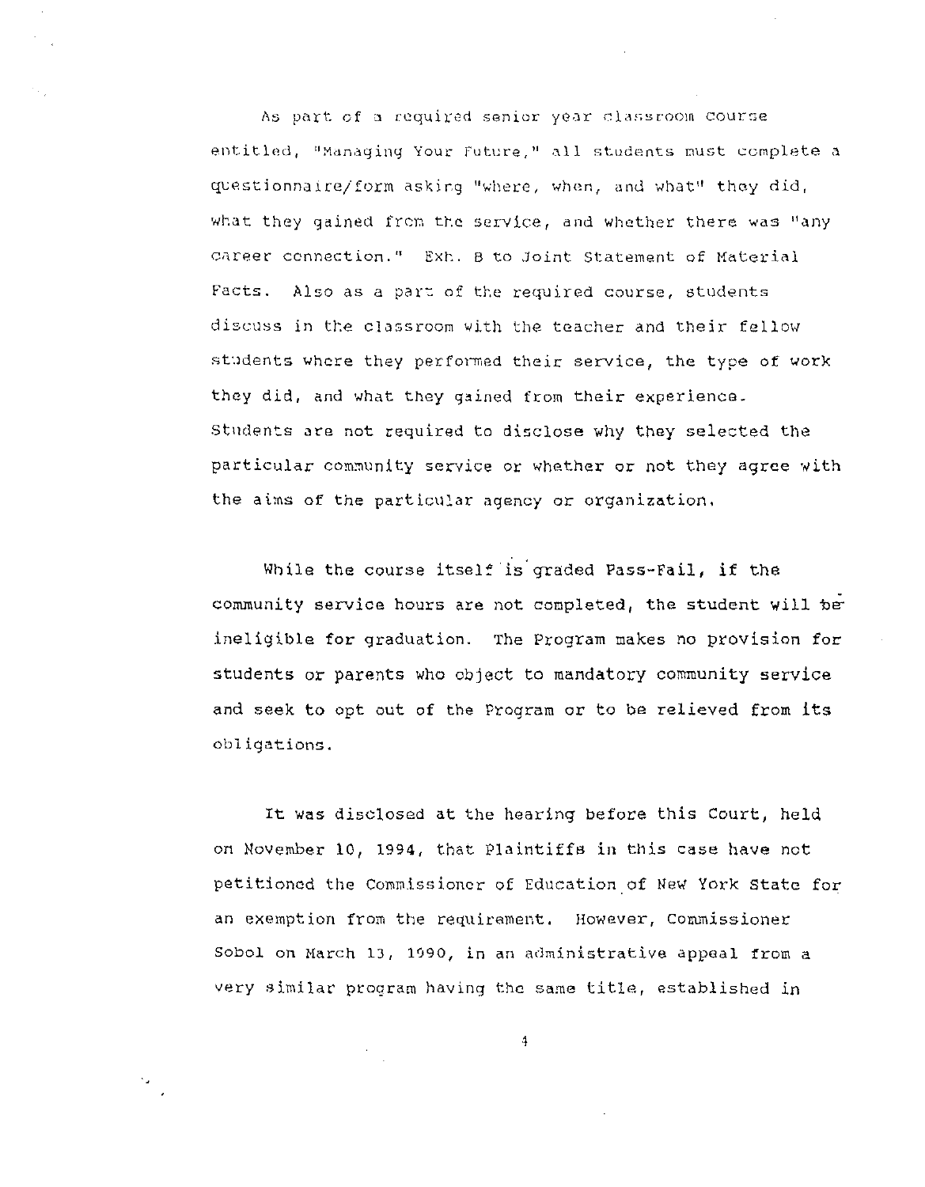As part of a required senior year classroom course entitled, "Managing Your Future," all students must complete a questionnaire/form asking "where, when, and what" they did, what they gained from the service, and whether there was "any career connection." Exh. B to Joint Statement of Material Facts. Also as a part of the required course, students discuss in the classroom with the teacher and their fellow students where they performed their service, the type of work they did, and what they gained from their experience. Students are not required to disclose why they selected the particular community service or whether or not they agree with the aims of the particular agency or organization.

While the course itself is graded Pass-Fail, if the community service hours are not completed, the student will be ineligible for graduation. The Program makes no provision for students or parents who object to mandatory community service and seek to opt out of the Program or to be relieved from its obligations.

It was disclosed at the hearing before this Court, held on November 10, 1994, that Plaintiffs in this case have not petitioned the Commissioner of Education of New York State for an exemption from the requirement. However, Commissioner Sobol on March 13, 1990, in an administrative appeal from a very similar program having the same title, established in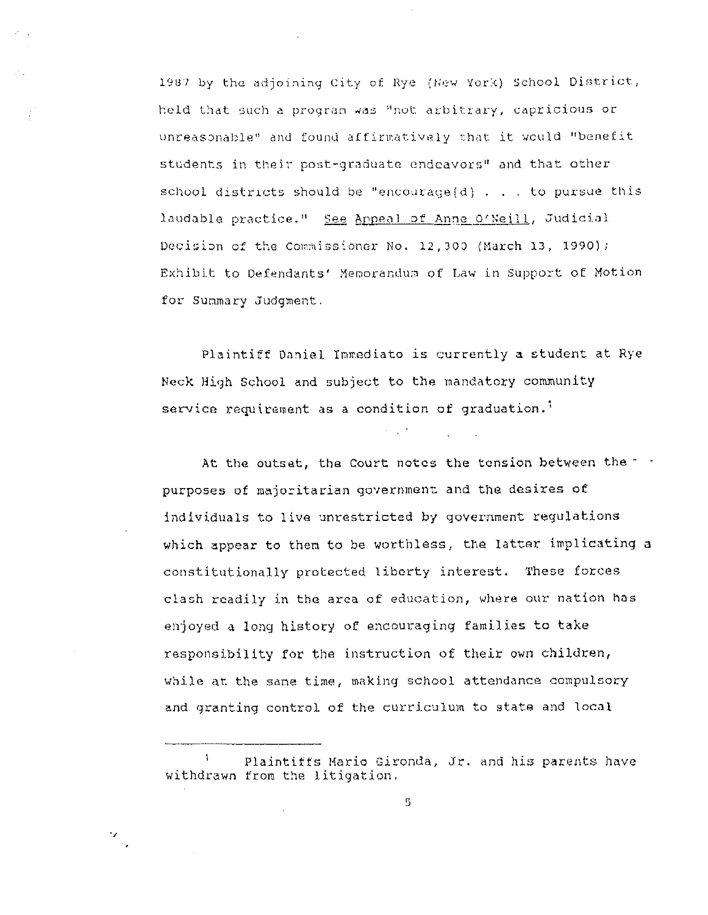1987 by the adjoining City of Rye (New York) School District, held that such a program was "not arbitrary, capricious or unreasonable" and found affirmatively that it would "benefit students in their post-graduate endeavors" and that other school districts should be "encourage[d] . . . to pursue this laudable practice." See Appeal of Anne O'Neill, Judicial Decision of the Commissioner No. 12,300 (March 13, 1990); Exhibit to Defendants' Memorandum of Law in Support of Motion for Summary Judgment.

Plaintiff Daniel Immediato is currently a student at Rye Neck High School and subject to the mandatory community service requirement as a condition of graduation.[1]

At the outset, the Court notes the tension between the purposes of majoritarian government and the desires of individuals to live unrestricted by government regulations which appear to them to be worthless, the latter implicating a constitutionally protected liberty interest. These forces clash readily in the area of education, where our nation has enjoyed a long history of encouraging families to take responsibility for the instruction of their own children, while at the same time, making school attendance compulsory and granting control of the curriculum to state and local

---

[1] Plaintiffs Mario Gironda, Jr. and his parents have withdrawn from the litigation.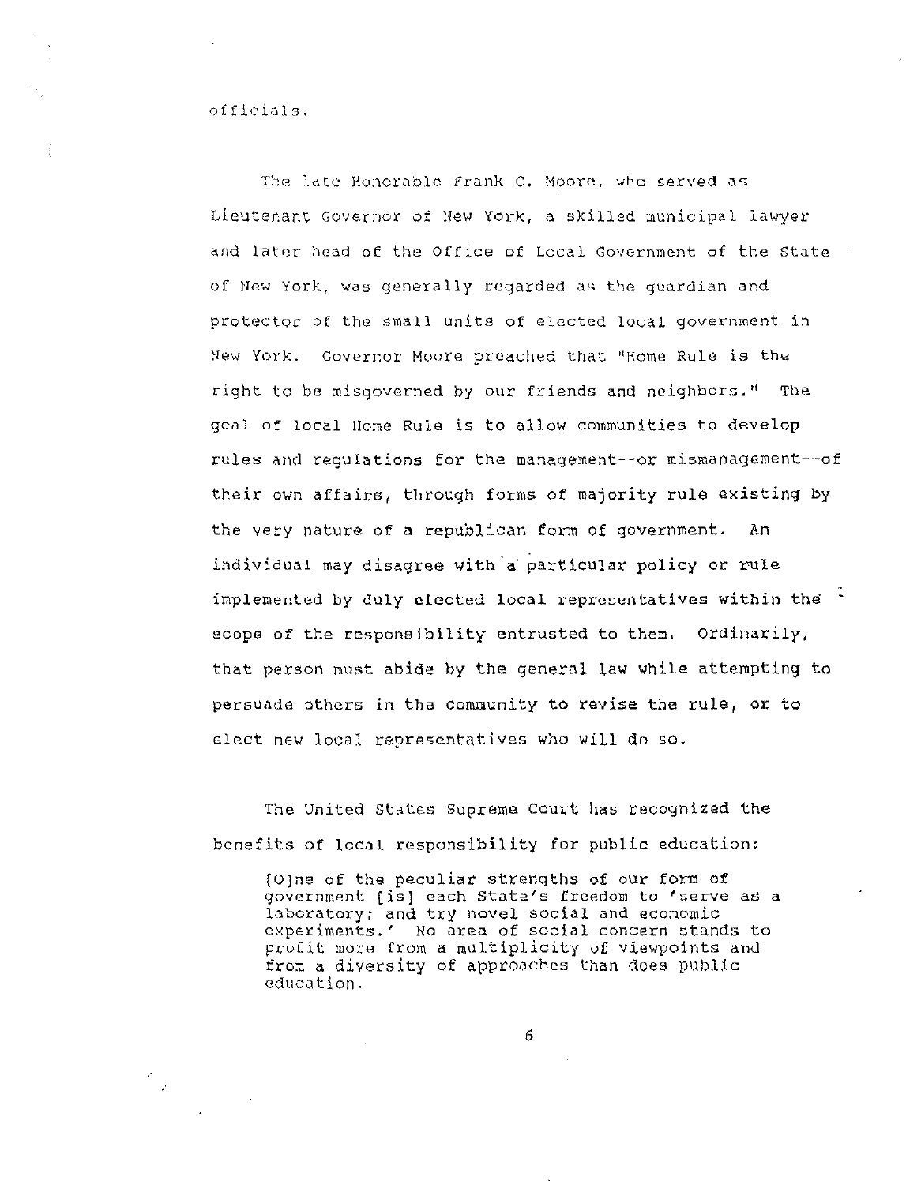officials.

The late Honorable Frank C. Moore, who served as Lieutenant Governor of New York, a skilled municipal lawyer and later head of the Office of Local Government of the State of New York, was generally regarded as the guardian and protector of the small units of elected local government in New York. Governor Moore preached that "Home Rule is the right to be misgoverned by our friends and neighbors." The goal of local Home Rule is to allow communities to develop rules and regulations for the management--or mismanagement--of their own affairs, through forms of majority rule existing by the very nature of a republican form of government. An individual may disagree with a particular policy or rule implemented by duly elected local representatives within the scope of the responsibility entrusted to them. Ordinarily, that person must abide by the general law while attempting to persuade others in the community to revise the rule, or to elect new local representatives who will do so.

The United States Supreme Court has recognized the benefits of local responsibility for public education:

> [O]ne of the peculiar strengths of our form of government [is] each State's freedom to 'serve as a laboratory; and try novel social and economic experiments.' No area of social concern stands to profit more from a multiplicity of viewpoints and from a diversity of approaches than does public education.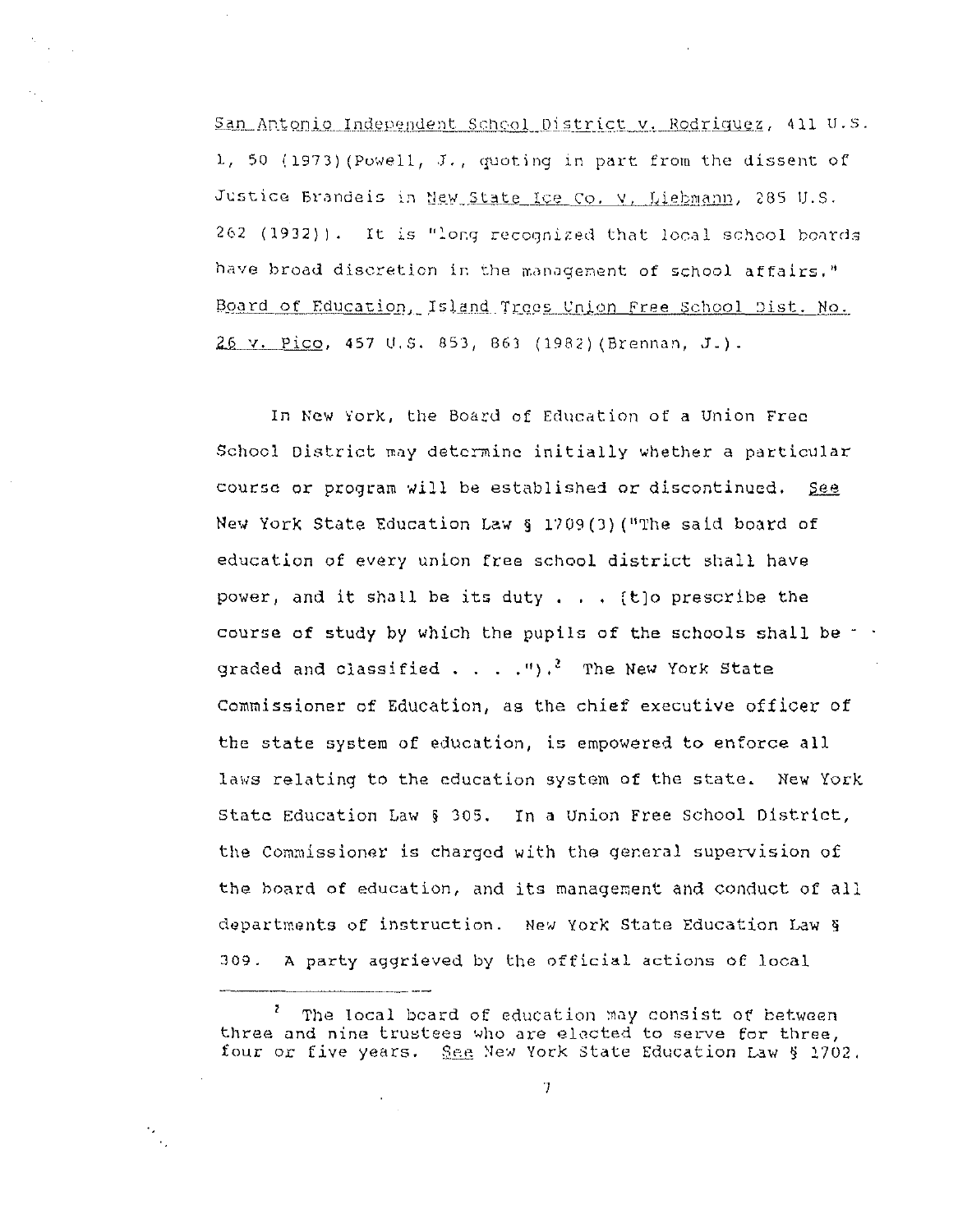San Antonio Independent School District v. Rodriguez, 411 U.S. 1, 50 (1973)(Powell, J., quoting in part from the dissent of Justice Brandeis in New State Ice Co. v. Liebmann, 285 U.S. 262 (1932)). It is "long recognized that local school boards have broad discretion in the management of school affairs." Board of Education, Island Trees Union Free School Dist. No. 26 v. Pico, 457 U.S. 853, 863 (1982)(Brennan, J.).

In New York, the Board of Education of a Union Free School District may determine initially whether a particular course or program will be established or discontinued. *See* New York State Education Law § 1709(3)("The said board of education of every union free school district shall have power, and it shall be its duty . . . [t]o prescribe the course of study by which the pupils of the schools shall be graded and classified . . . .").[2] The New York State Commissioner of Education, as the chief executive officer of the state system of education, is empowered to enforce all laws relating to the education system of the state. New York State Education Law § 305. In a Union Free School District, the Commissioner is charged with the general supervision of the board of education, and its management and conduct of all departments of instruction. New York State Education Law § 309. A party aggrieved by the official actions of local

---

[2] The local board of education may consist of between three and nine trustees who are elected to serve for three, four or five years. *See* New York State Education Law § 1702.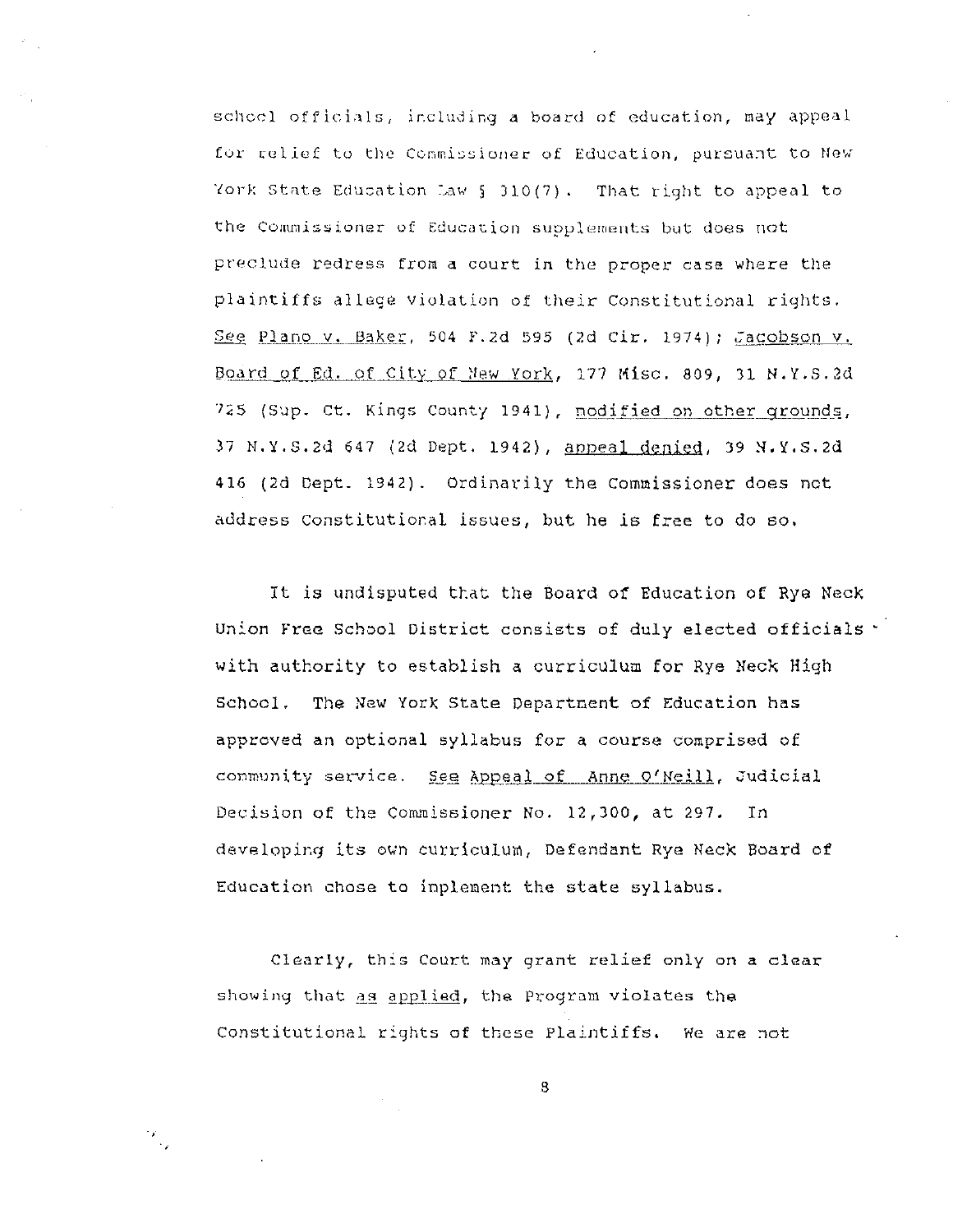school officials, including a board of education, may appeal for relief to the Commissioner of Education, pursuant to New York State Education Law § 310(7). That right to appeal to the Commissioner of Education supplements but does not preclude redress from a court in the proper case where the plaintiffs allege violation of their Constitutional rights. See Plano v. Baker, 504 F.2d 595 (2d Cir. 1974); Jacobson v. Board of Ed. of City of New York, 177 Misc. 809, 31 N.Y.S.2d 725 (Sup. Ct. Kings County 1941), modified on other grounds, 37 N.Y.S.2d 647 (2d Dept. 1942), appeal denied, 39 N.Y.S.2d 416 (2d Dept. 1942). Ordinarily the Commissioner does not address Constitutional issues, but he is free to do so.

It is undisputed that the Board of Education of Rye Neck Union Free School District consists of duly elected officials with authority to establish a curriculum for Rye Neck High School. The New York State Department of Education has approved an optional syllabus for a course comprised of community service. See Appeal of Anne O'Neill, Judicial Decision of the Commissioner No. 12,300, at 297. In developing its own curriculum, Defendant Rye Neck Board of Education chose to implement the state syllabus.

Clearly, this Court may grant relief only on a clear showing that as applied, the Program violates the Constitutional rights of these Plaintiffs. We are not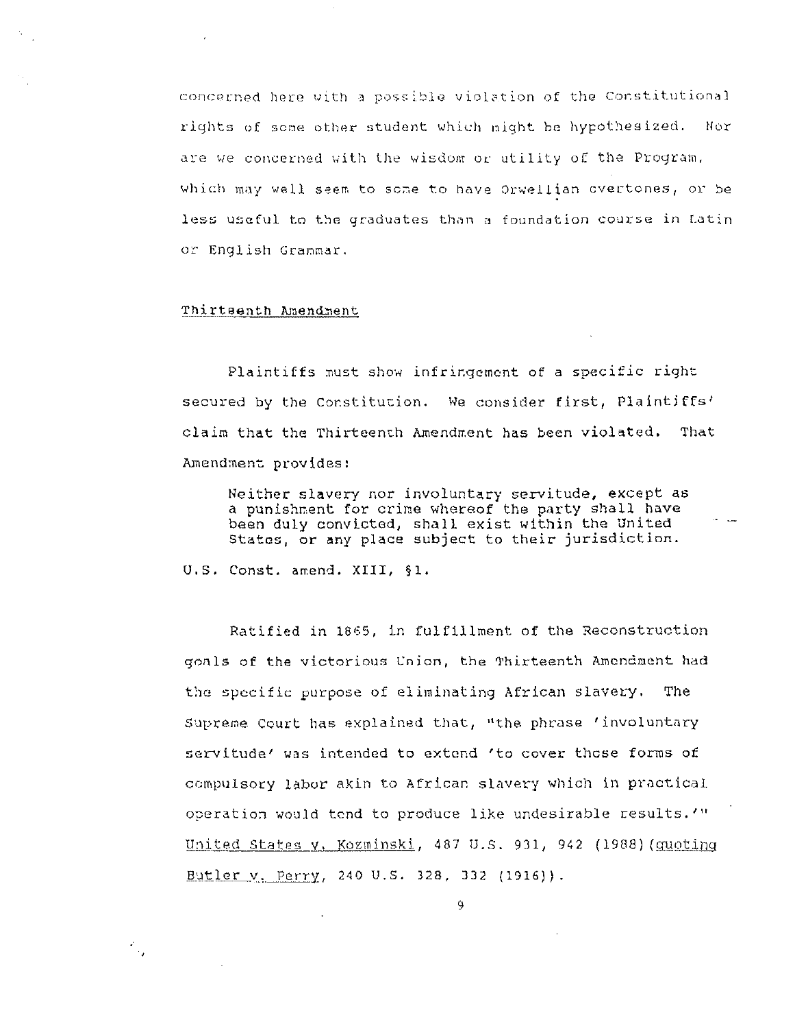concerned here with a possible violation of the Constitutional rights of some other student which might be hypothesized. Nor are we concerned with the wisdom or utility of the Program, which may well seem to some to have Orwellian overtones, or be less useful to the graduates than a foundation course in Latin or English Grammar.

Thirteenth Amendment

Plaintiffs must show infringement of a specific right secured by the Constitution. We consider first, Plaintiffs' claim that the Thirteenth Amendment has been violated. That Amendment provides:

> Neither slavery nor involuntary servitude, except as a punishment for crime whereof the party shall have been duly convicted, shall exist within the United States, or any place subject to their jurisdiction.

U.S. Const. amend. XIII, §1.

Ratified in 1865, in fulfillment of the Reconstruction goals of the victorious Union, the Thirteenth Amendment had the specific purpose of eliminating African slavery. The Supreme Court has explained that, "the phrase 'involuntary servitude' was intended to extend 'to cover those forms of compulsory labor akin to African slavery which in practical operation would tend to produce like undesirable results.'" United States v. Kozminski, 487 U.S. 931, 942 (1988)(quoting Butler v. Perry, 240 U.S. 328, 332 (1916)).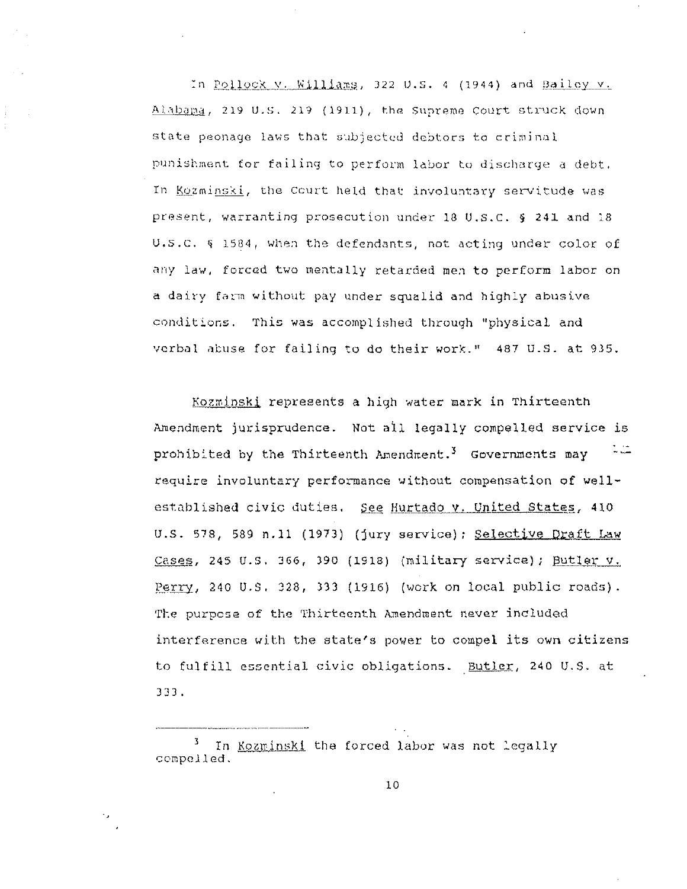In Pollock v. Williams, 322 U.S. 4 (1944) and Bailey v. Alabama, 219 U.S. 219 (1911), the Supreme Court struck down state peonage laws that subjected debtors to criminal punishment for failing to perform labor to discharge a debt. In Kozminski, the Court held that involuntary servitude was present, warranting prosecution under 18 U.S.C. § 241 and 18 U.S.C. § 1584, when the defendants, not acting under color of any law, forced two mentally retarded men to perform labor on a dairy farm without pay under squalid and highly abusive conditions. This was accomplished through "physical and verbal abuse for failing to do their work." 487 U.S. at 935.

Kozminski represents a high water mark in Thirteenth Amendment jurisprudence. Not all legally compelled service is prohibited by the Thirteenth Amendment.[3] Governments may require involuntary performance without compensation of well-established civic duties. See Hurtado v. United States, 410 U.S. 578, 589 n.11 (1973) (jury service); Selective Draft Law Cases, 245 U.S. 366, 390 (1918) (military service); Butler v. Perry, 240 U.S. 328, 333 (1916) (work on local public roads). The purpose of the Thirteenth Amendment never included interference with the state's power to compel its own citizens to fulfill essential civic obligations. Butler, 240 U.S. at 333.

---

[3] In Kozminski the forced labor was not legally compelled.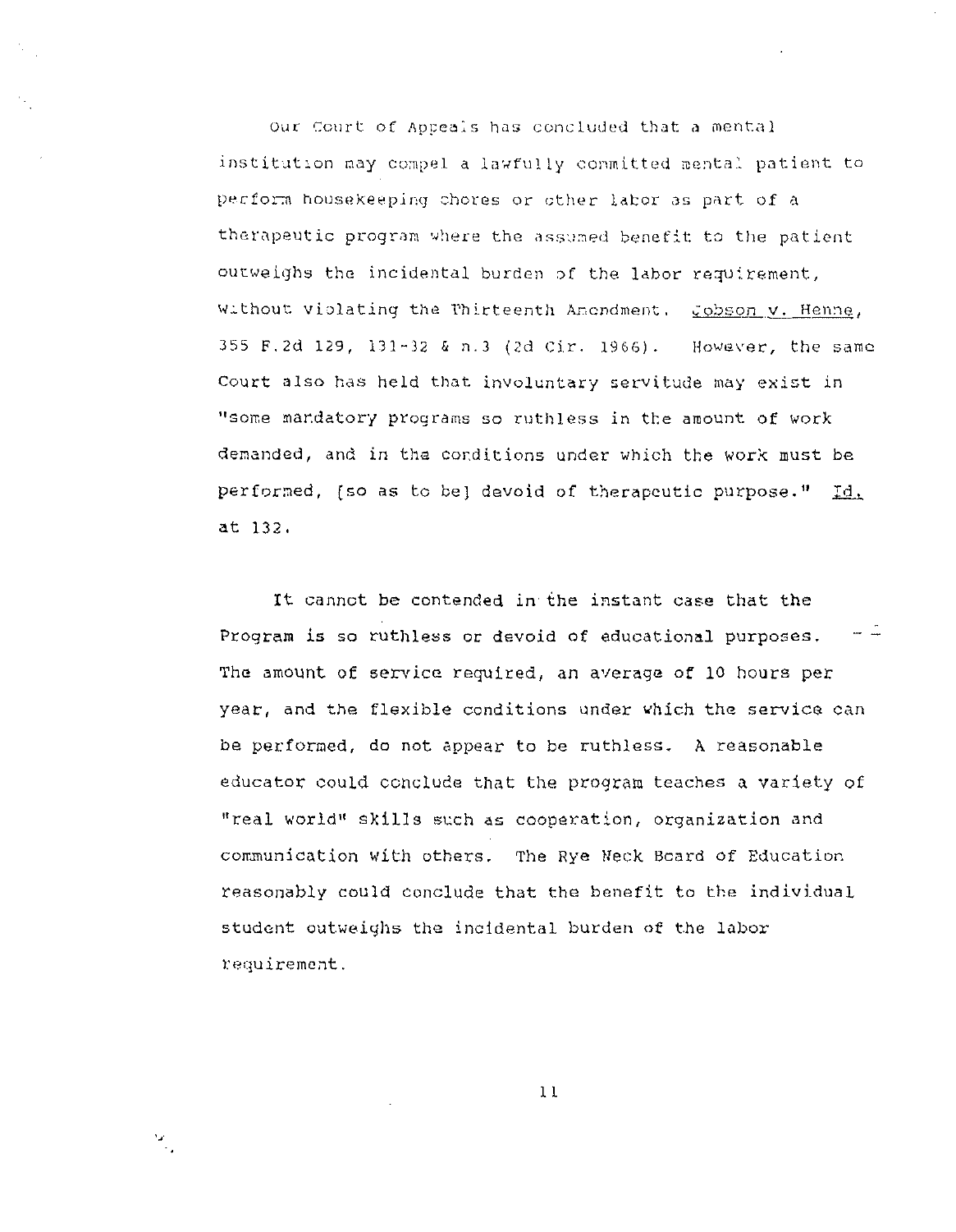Our Court of Appeals has concluded that a mental institution may compel a lawfully committed mental patient to perform housekeeping chores or other labor as part of a therapeutic program where the assumed benefit to the patient outweighs the incidental burden of the labor requirement, without violating the Thirteenth Amendment. Jobson v. Henne, 355 F.2d 129, 131-32 & n.3 (2d Cir. 1966). However, the same Court also has held that involuntary servitude may exist in "some mandatory programs so ruthless in the amount of work demanded, and in the conditions under which the work must be performed, [so as to be] devoid of therapeutic purpose." Id. at 132.

It cannot be contended in the instant case that the Program is so ruthless or devoid of educational purposes. The amount of service required, an average of 10 hours per year, and the flexible conditions under which the service can be performed, do not appear to be ruthless. A reasonable educator could conclude that the program teaches a variety of "real world" skills such as cooperation, organization and communication with others. The Rye Neck Board of Education reasonably could conclude that the benefit to the individual student outweighs the incidental burden of the labor requirement.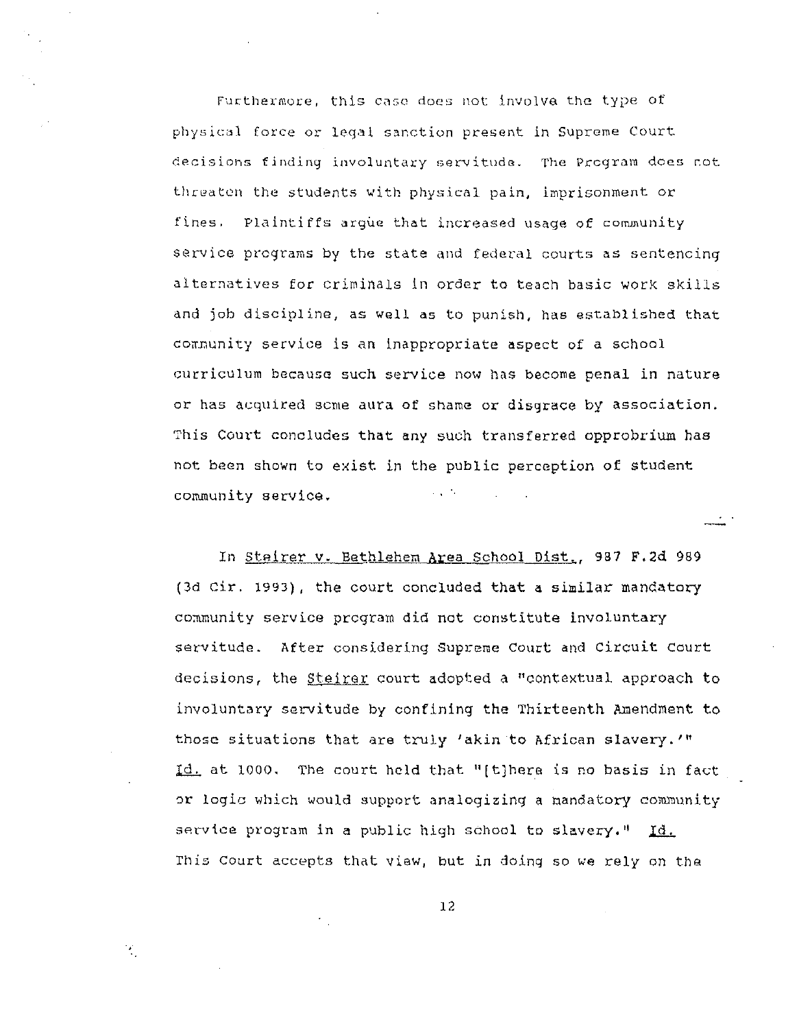Furthermore, this case does not involve the type of physical force or legal sanction present in Supreme Court decisions finding involuntary servitude. The Program does not threaten the students with physical pain, imprisonment or fines. Plaintiffs argue that increased usage of community service programs by the state and federal courts as sentencing alternatives for criminals in order to teach basic work skills and job discipline, as well as to punish, has established that community service is an inappropriate aspect of a school curriculum because such service now has become penal in nature or has acquired some aura of shame or disgrace by association. This Court concludes that any such transferred opprobrium has not been shown to exist in the public perception of student community service.

In Steirer v. Bethlehem Area School Dist., 987 F.2d 989 (3d Cir. 1993), the court concluded that a similar mandatory community service program did not constitute involuntary servitude. After considering Supreme Court and Circuit Court decisions, the Steirer court adopted a "contextual approach to involuntary servitude by confining the Thirteenth Amendment to those situations that are truly 'akin to African slavery.'" Id. at 1000. The court held that "[t]here is no basis in fact or logic which would support analogizing a mandatory community service program in a public high school to slavery." Id. This Court accepts that view, but in doing so we rely on the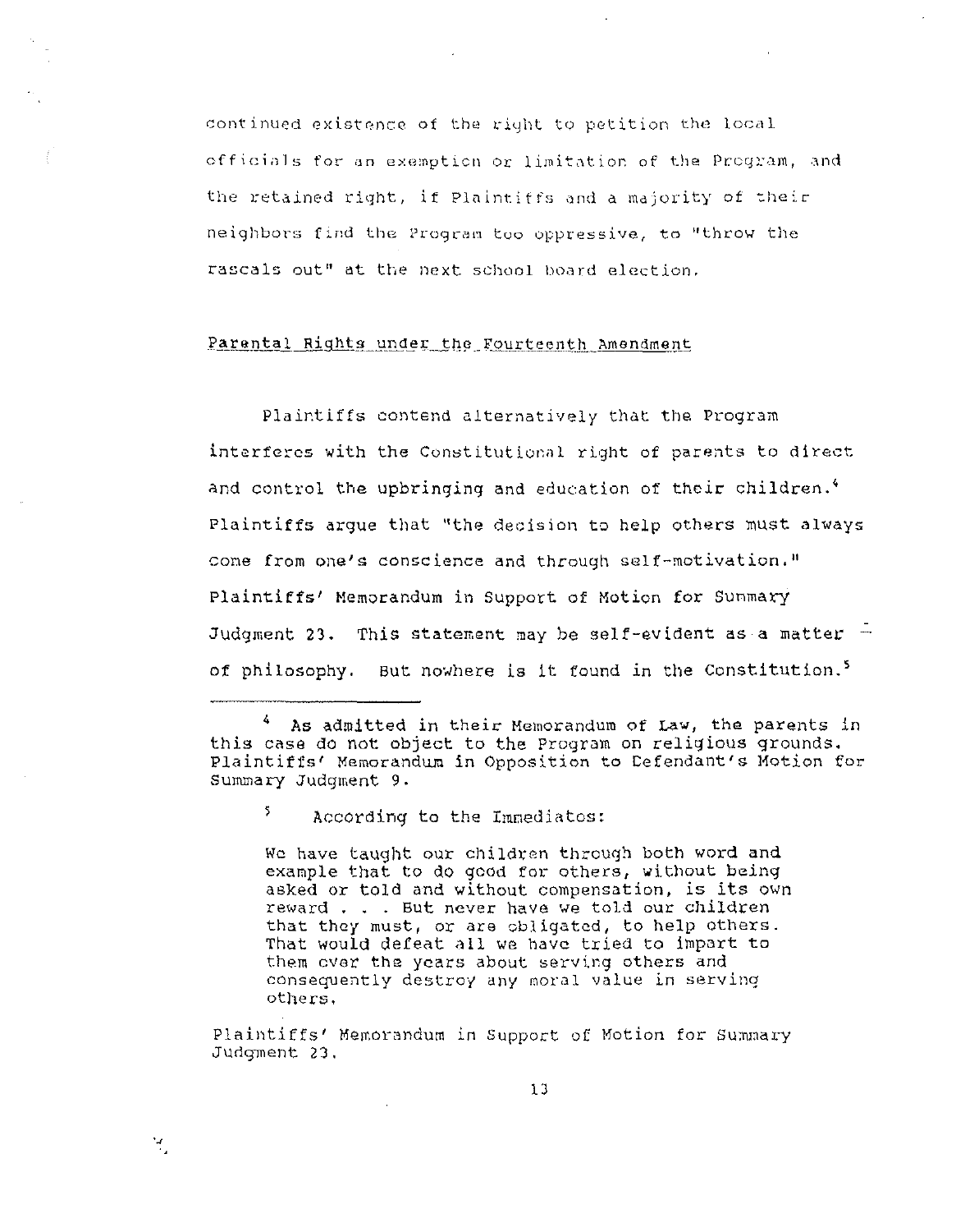continued existence of the right to petition the local officials for an exemption or limitation of the Program, and the retained right, if Plaintiffs and a majority of their neighbors find the Program too oppressive, to "throw the rascals out" at the next school board election.

## Parental Rights under the Fourteenth Amendment

Plaintiffs contend alternatively that the Program interferes with the Constitutional right of parents to direct and control the upbringing and education of their children.[4] Plaintiffs argue that "the decision to help others must always come from one's conscience and through self-motivation." Plaintiffs' Memorandum in Support of Motion for Summary Judgment 23. This statement may be self-evident as a matter of philosophy. But nowhere is it found in the Constitution.[5]

---

[4] As admitted in their Memorandum of Law, the parents in this case do not object to the Program on religious grounds. Plaintiffs' Memorandum in Opposition to Defendant's Motion for Summary Judgment 9.

[5] According to the Immediatos:

> We have taught our children through both word and example that to do good for others, without being asked or told and without compensation, is its own reward . . . But never have we told our children that they must, or are obligated, to help others. That would defeat all we have tried to impart to them over the years about serving others and consequently destroy any moral value in serving others.

Plaintiffs' Memorandum in Support of Motion for Summary Judgment 23.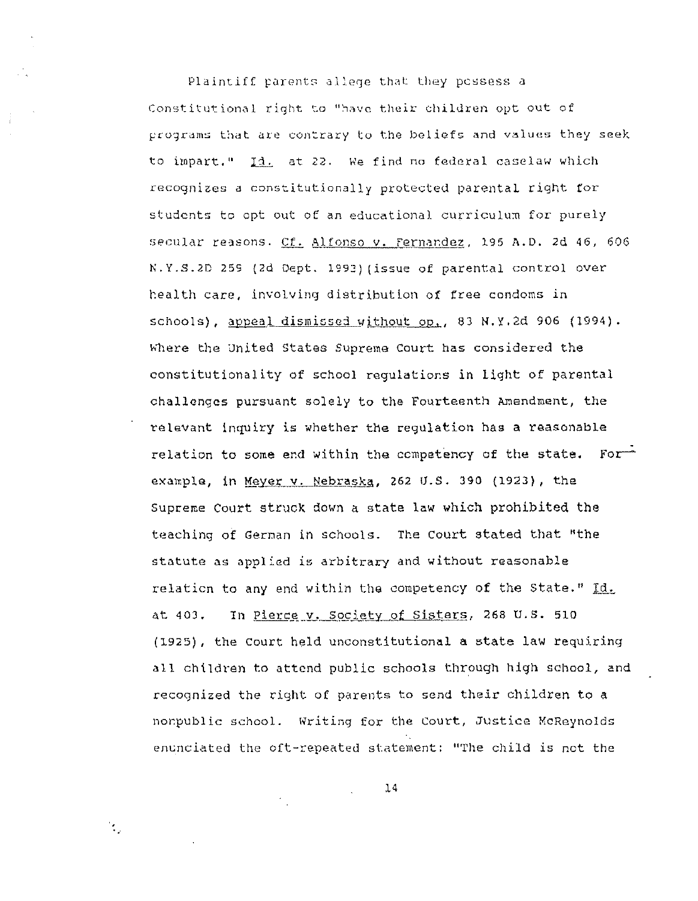Plaintiff parents allege that they possess a Constitutional right to "have their children opt out of programs that are contrary to the beliefs and values they seek to impart." Id. at 22. We find no federal caselaw which recognizes a constitutionally protected parental right for students to opt out of an educational curriculum for purely secular reasons. Cf. Alfonso v. Fernandez, 195 A.D. 2d 46, 606 N.Y.S.2D 259 (2d Dept. 1993)(issue of parental control over health care, involving distribution of free condoms in schools), appeal dismissed without op., 83 N.Y.2d 906 (1994). Where the United States Supreme Court has considered the constitutionality of school regulations in light of parental challenges pursuant solely to the Fourteenth Amendment, the relevant inquiry is whether the regulation has a reasonable relation to some end within the competency of the state. For example, in Meyer v. Nebraska, 262 U.S. 390 (1923), the Supreme Court struck down a state law which prohibited the teaching of German in schools. The Court stated that "the statute as applied is arbitrary and without reasonable relation to any end within the competency of the State." Id. at 403. In Pierce v. Society of Sisters, 268 U.S. 510 (1925), the Court held unconstitutional a state law requiring all children to attend public schools through high school, and recognized the right of parents to send their children to a nonpublic school. Writing for the Court, Justice McReynolds enunciated the oft-repeated statement: "The child is not the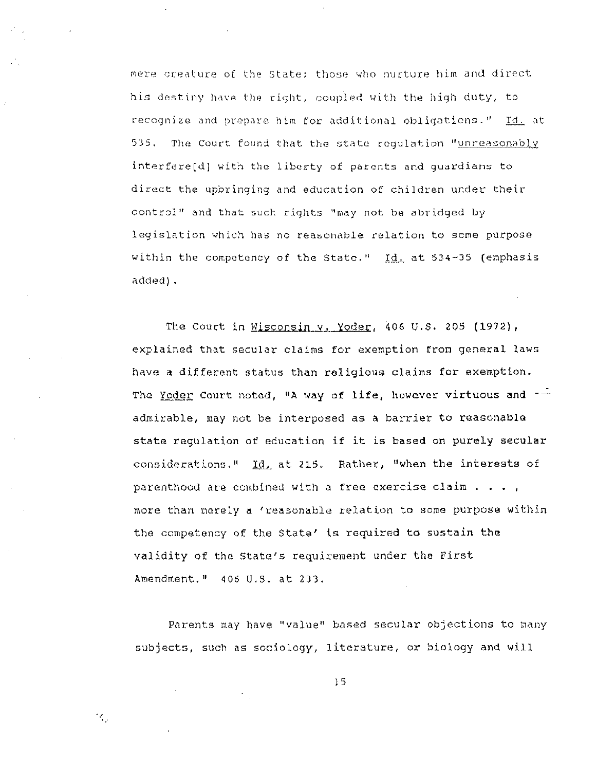mere creature of the State; those who nurture him and direct his destiny have the right, coupled with the high duty, to recognize and prepare him for additional obligations." Id. at 535. The Court found that the state regulation "unreasonably interfere[d] with the liberty of parents and guardians to direct the upbringing and education of children under their control" and that such rights "may not be abridged by legislation which has no reasonable relation to some purpose within the competency of the State." Id. at 534-35 (emphasis added).

The Court in Wisconsin v. Yoder, 406 U.S. 205 (1972), explained that secular claims for exemption from general laws have a different status than religious claims for exemption. The Yoder Court noted, "A way of life, however virtuous and admirable, may not be interposed as a barrier to reasonable state regulation of education if it is based on purely secular considerations." Id. at 215. Rather, "when the interests of parenthood are combined with a free exercise claim . . . , more than merely a 'reasonable relation to some purpose within the competency of the State' is required to sustain the validity of the State's requirement under the First Amendment." 406 U.S. at 233.

Parents may have "value" based secular objections to many subjects, such as sociology, literature, or biology and will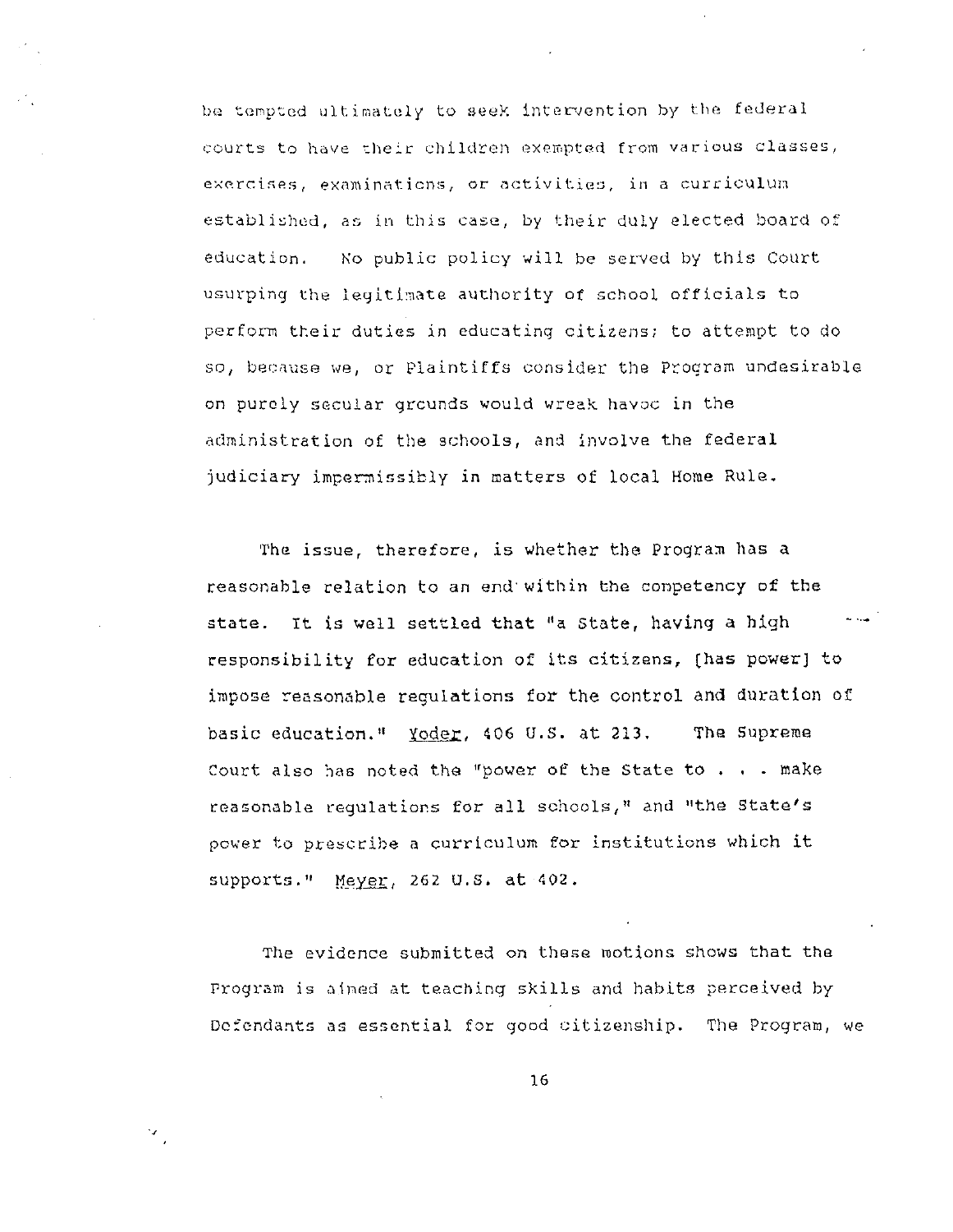be tempted ultimately to seek intervention by the federal courts to have their children exempted from various classes, exercises, examinations, or activities, in a curriculum established, as in this case, by their duly elected board of education. No public policy will be served by this Court usurping the legitimate authority of school officials to perform their duties in educating citizens; to attempt to do so, because we, or Plaintiffs consider the Program undesirable on purely secular grounds would wreak havoc in the administration of the schools, and involve the federal judiciary impermissibly in matters of local Home Rule.

The issue, therefore, is whether the Program has a reasonable relation to an end within the competency of the state. It is well settled that "a State, having a high responsibility for education of its citizens, [has power] to impose reasonable regulations for the control and duration of basic education." _Yoder_, 406 U.S. at 213. The Supreme Court also has noted the "power of the State to . . . make reasonable regulations for all schools," and "the State's power to prescribe a curriculum for institutions which it supports." _Meyer_, 262 U.S. at 402.

The evidence submitted on these motions shows that the Program is aimed at teaching skills and habits perceived by Defendants as essential for good citizenship. The Program, we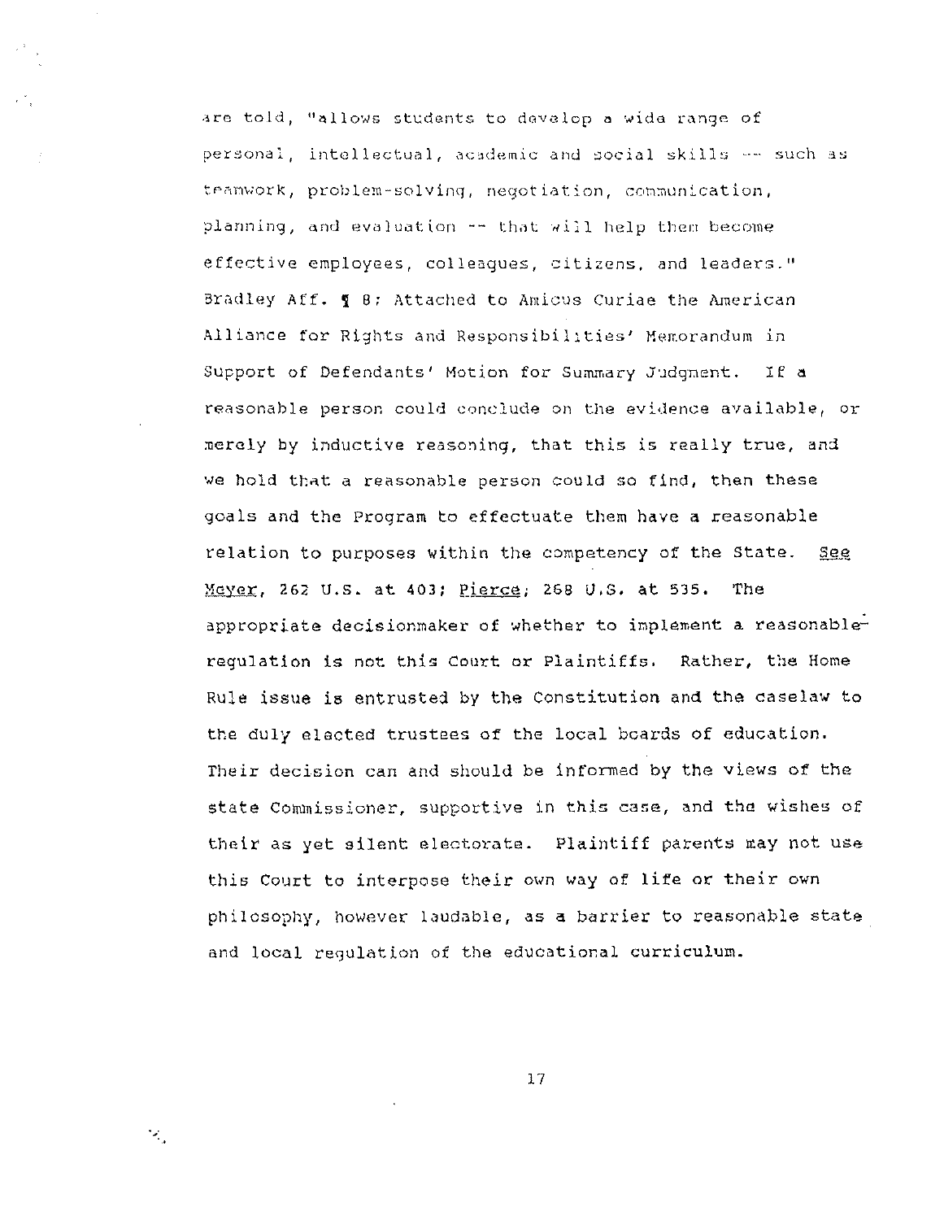are told, "allows students to develop a wide range of personal, intellectual, academic and social skills -- such as teamwork, problem-solving, negotiation, communication, planning, and evaluation -- that will help them become effective employees, colleagues, citizens, and leaders." Bradley Aff. ¶ 8; Attached to Amicus Curiae the American Alliance for Rights and Responsibilities' Memorandum in Support of Defendants' Motion for Summary Judgment. If a reasonable person could conclude on the evidence available, or merely by inductive reasoning, that this is really true, and we hold that a reasonable person could so find, then these goals and the Program to effectuate them have a reasonable relation to purposes within the competency of the State. See Meyer, 262 U.S. at 403; Pierce, 268 U.S. at 535. The appropriate decisionmaker of whether to implement a reasonable regulation is not this Court or Plaintiffs. Rather, the Home Rule issue is entrusted by the Constitution and the caselaw to the duly elected trustees of the local boards of education. Their decision can and should be informed by the views of the state Commissioner, supportive in this case, and the wishes of their as yet silent electorate. Plaintiff parents may not use this Court to interpose their own way of life or their own philosophy, however laudable, as a barrier to reasonable state and local regulation of the educational curriculum.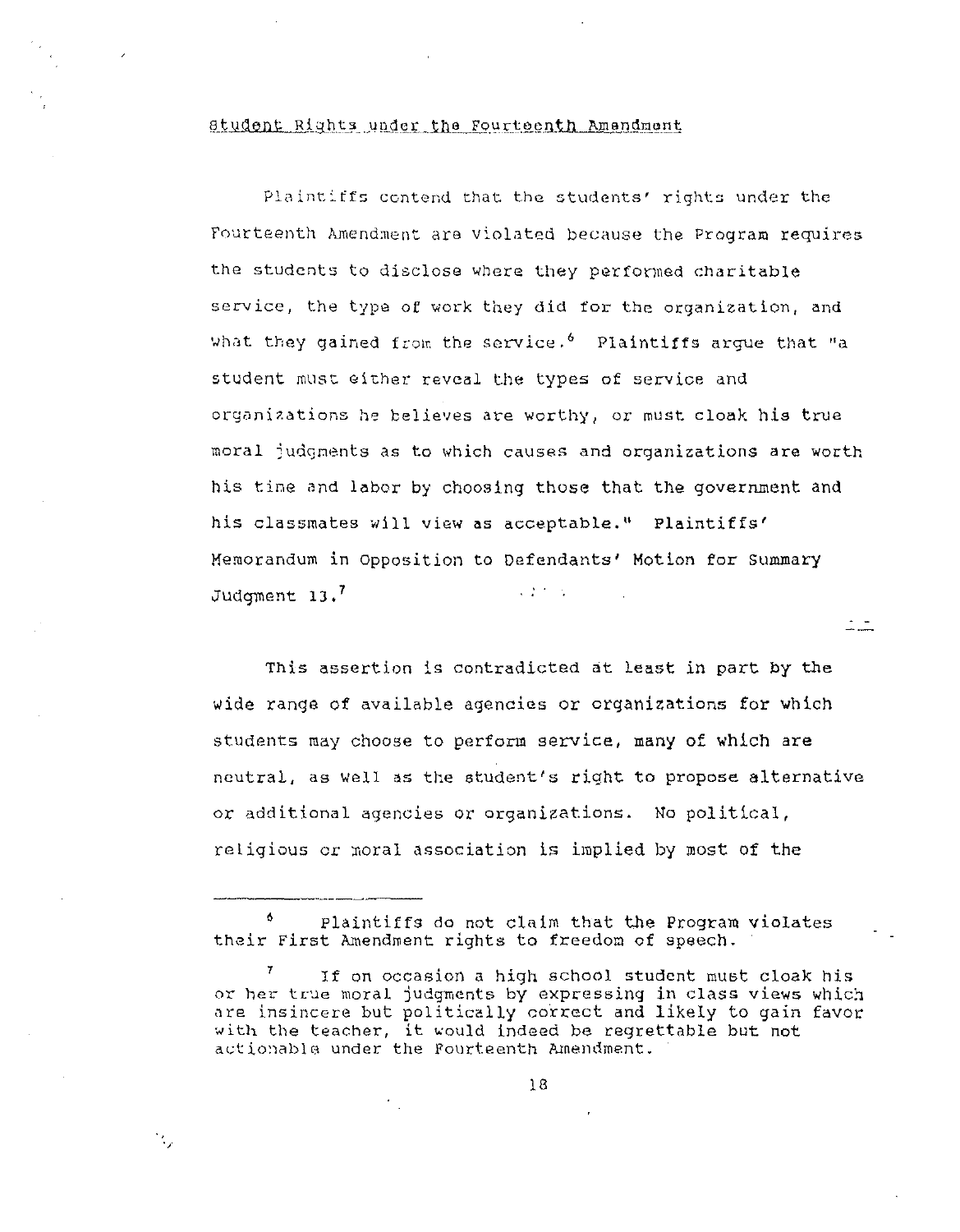Student Rights under the Fourteenth Amendment

Plaintiffs contend that the students' rights under the Fourteenth Amendment are violated because the Program requires the students to disclose where they performed charitable service, the type of work they did for the organization, and what they gained from the service.[6] Plaintiffs argue that "a student must either reveal the types of service and organizations he believes are worthy, or must cloak his true moral judgments as to which causes and organizations are worth his time and labor by choosing those that the government and his classmates will view as acceptable." Plaintiffs' Memorandum in Opposition to Defendants' Motion for Summary Judgment 13.[7]

This assertion is contradicted at least in part by the wide range of available agencies or organizations for which students may choose to perform service, many of which are neutral, as well as the student's right to propose alternative or additional agencies or organizations. No political, religious or moral association is implied by most of the

---

[6] Plaintiffs do not claim that the Program violates their First Amendment rights to freedom of speech.

[7] If on occasion a high school student must cloak his or her true moral judgments by expressing in class views which are insincere but politically correct and likely to gain favor with the teacher, it would indeed be regrettable but not actionable under the Fourteenth Amendment.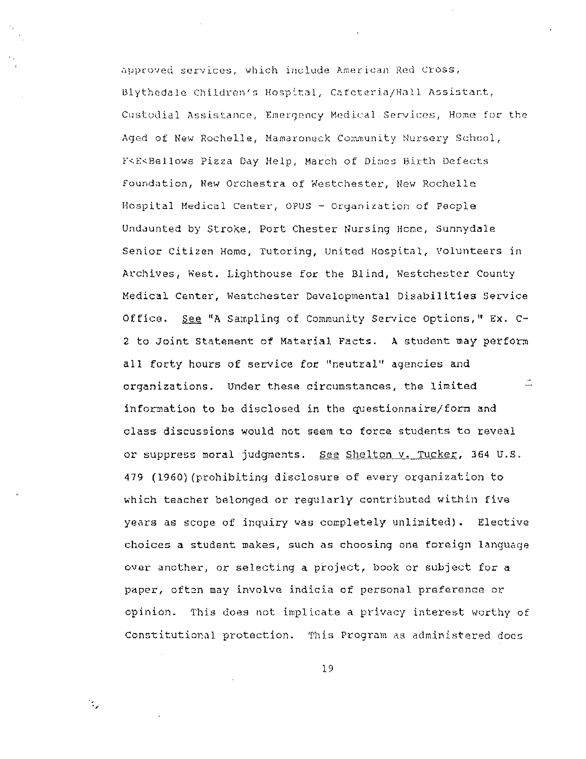approved services, which include American Red Cross, Blythedale Children's Hospital, Cafeteria/Hall Assistant, Custodial Assistance, Emergency Medical Services, Home for the Aged of New Rochelle, Mamaroneck Community Nursery School, F<E<Bellows Pizza Day Help, March of Dimes Birth Defects Foundation, New Orchestra of Westchester, New Rochelle Hospital Medical Center, OPUS - Organization of People Undaunted by Stroke, Port Chester Nursing Home, Sunnydale Senior Citizen Home, Tutoring, United Hospital, Volunteers in Archives, West. Lighthouse for the Blind, Westchester County Medical Center, Westchester Developmental Disabilities Service Office. See "A Sampling of Community Service Options," Ex. C-2 to Joint Statement of Material Facts. A student may perform all forty hours of service for "neutral" agencies and organizations. Under these circumstances, the limited information to be disclosed in the questionnaire/form and class discussions would not seem to force students to reveal or suppress moral judgments. See Shelton v. Tucker, 364 U.S. 479 (1960)(prohibiting disclosure of every organization to which teacher belonged or regularly contributed within five years as scope of inquiry was completely unlimited). Elective choices a student makes, such as choosing one foreign language over another, or selecting a project, book or subject for a paper, often may involve indicia of personal preference or opinion. This does not implicate a privacy interest worthy of Constitutional protection. This Program as administered does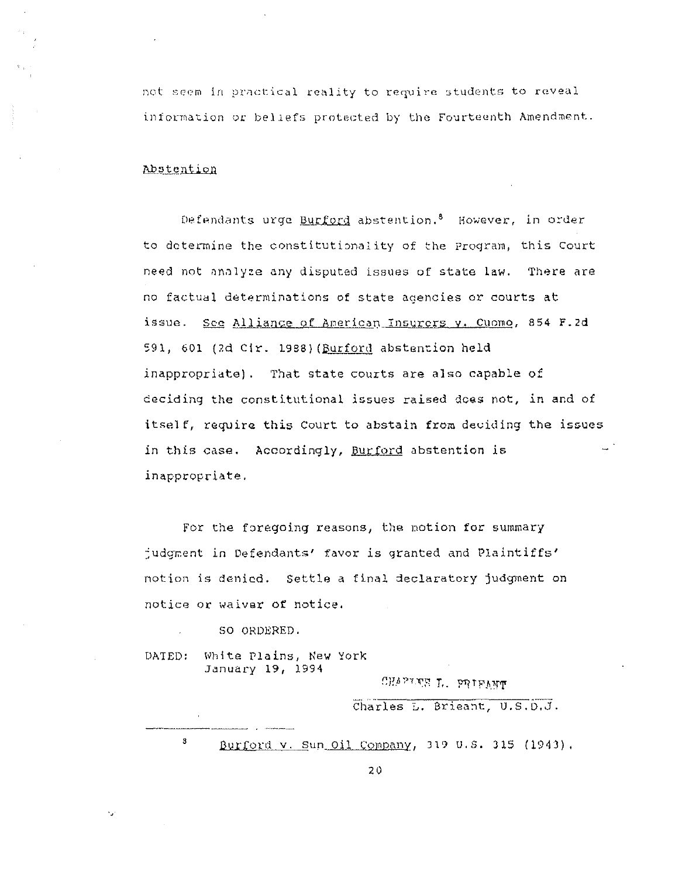not seem in practical reality to require students to reveal information or beliefs protected by the Fourteenth Amendment.

Abstention

Defendants urge *Burford* abstention.[8] However, in order to determine the constitutionality of the Program, this Court need not analyze any disputed issues of state law. There are no factual determinations of state agencies or courts at issue. *See Alliance of American Insurers v. Cuomo*, 854 F.2d 591, 601 (2d Cir. 1988)(*Burford* abstention held inappropriate). That state courts are also capable of deciding the constitutional issues raised does not, in and of itself, require this Court to abstain from deciding the issues in this case. Accordingly, *Burford* abstention is inappropriate.

For the foregoing reasons, the motion for summary judgment in Defendants' favor is granted and Plaintiffs' motion is denied. Settle a final declaratory judgment on notice or waiver of notice.

SO ORDERED.

DATED: White Plains, New York
January 19, 1994

CHARLES L. BRIEANT

Charles L. Brieant, U.S.D.J.

---

[8] *Burford v. Sun Oil Company*, 319 U.S. 315 (1943).